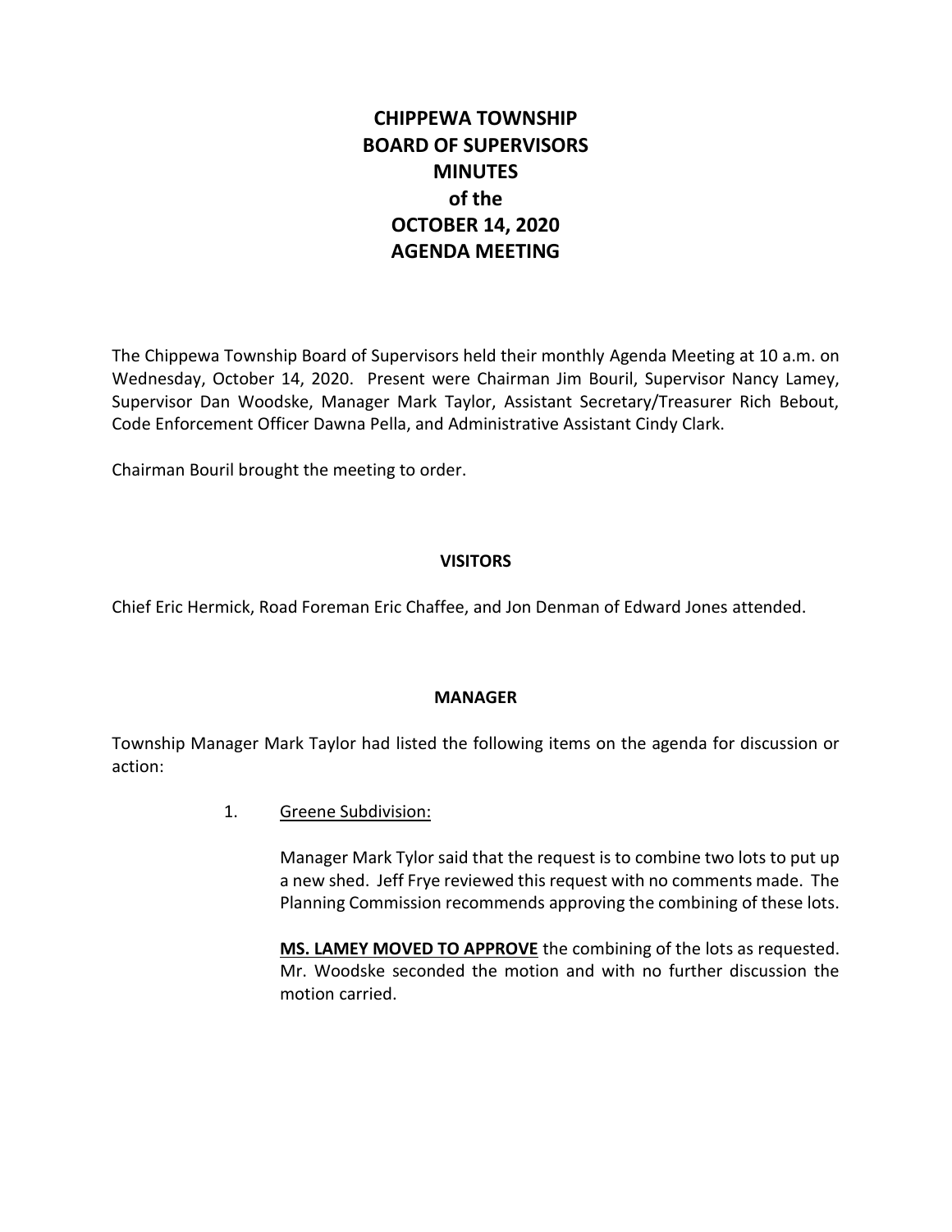# CHIPPEWA TOWNSHIP BOARD OF SUPERVISORS MINUTES of the OCTOBER 14, 2020 AGENDA MEETING

The Chippewa Township Board of Supervisors held their monthly Agenda Meeting at 10 a.m. on Wednesday, October 14, 2020. Present were Chairman Jim Bouril, Supervisor Nancy Lamey, Supervisor Dan Woodske, Manager Mark Taylor, Assistant Secretary/Treasurer Rich Bebout, Code Enforcement Officer Dawna Pella, and Administrative Assistant Cindy Clark.

Chairman Bouril brought the meeting to order.

## VISITORS

Chief Eric Hermick, Road Foreman Eric Chaffee, and Jon Denman of Edward Jones attended.

## MANAGER

Township Manager Mark Taylor had listed the following items on the agenda for discussion or action:

1. Greene Subdivision:

   Manager Mark Tylor said that the request is to combine two lots to put up a new shed. Jeff Frye reviewed this request with no comments made. The Planning Commission recommends approving the combining of these lots.

   **MS. LAMEY MOVED TO APPROVE** the combining of the lots as requested. Mr. Woodske seconded the motion and with no further discussion the motion carried.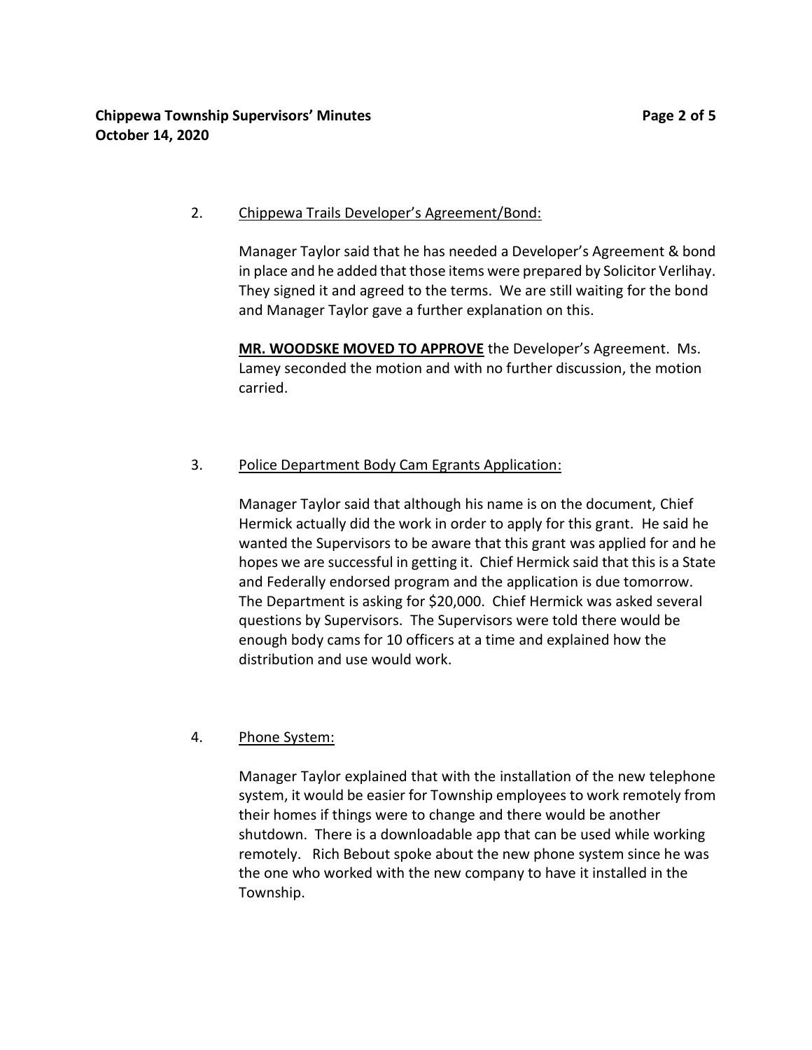2. Chippewa Trails Developer's Agreement/Bond:

Manager Taylor said that he has needed a Developer's Agreement & bond in place and he added that those items were prepared by Solicitor Verlihay. They signed it and agreed to the terms. We are still waiting for the bond and Manager Taylor gave a further explanation on this.

**MR. WOODSKE MOVED TO APPROVE** the Developer's Agreement. Ms. Lamey seconded the motion and with no further discussion, the motion carried.

3. Police Department Body Cam Egrants Application:

Manager Taylor said that although his name is on the document, Chief Hermick actually did the work in order to apply for this grant. He said he wanted the Supervisors to be aware that this grant was applied for and he hopes we are successful in getting it. Chief Hermick said that this is a State and Federally endorsed program and the application is due tomorrow. The Department is asking for $20,000. Chief Hermick was asked several questions by Supervisors. The Supervisors were told there would be enough body cams for 10 officers at a time and explained how the distribution and use would work.

4. Phone System:

Manager Taylor explained that with the installation of the new telephone system, it would be easier for Township employees to work remotely from their homes if things were to change and there would be another shutdown. There is a downloadable app that can be used while working remotely. Rich Bebout spoke about the new phone system since he was the one who worked with the new company to have it installed in the Township.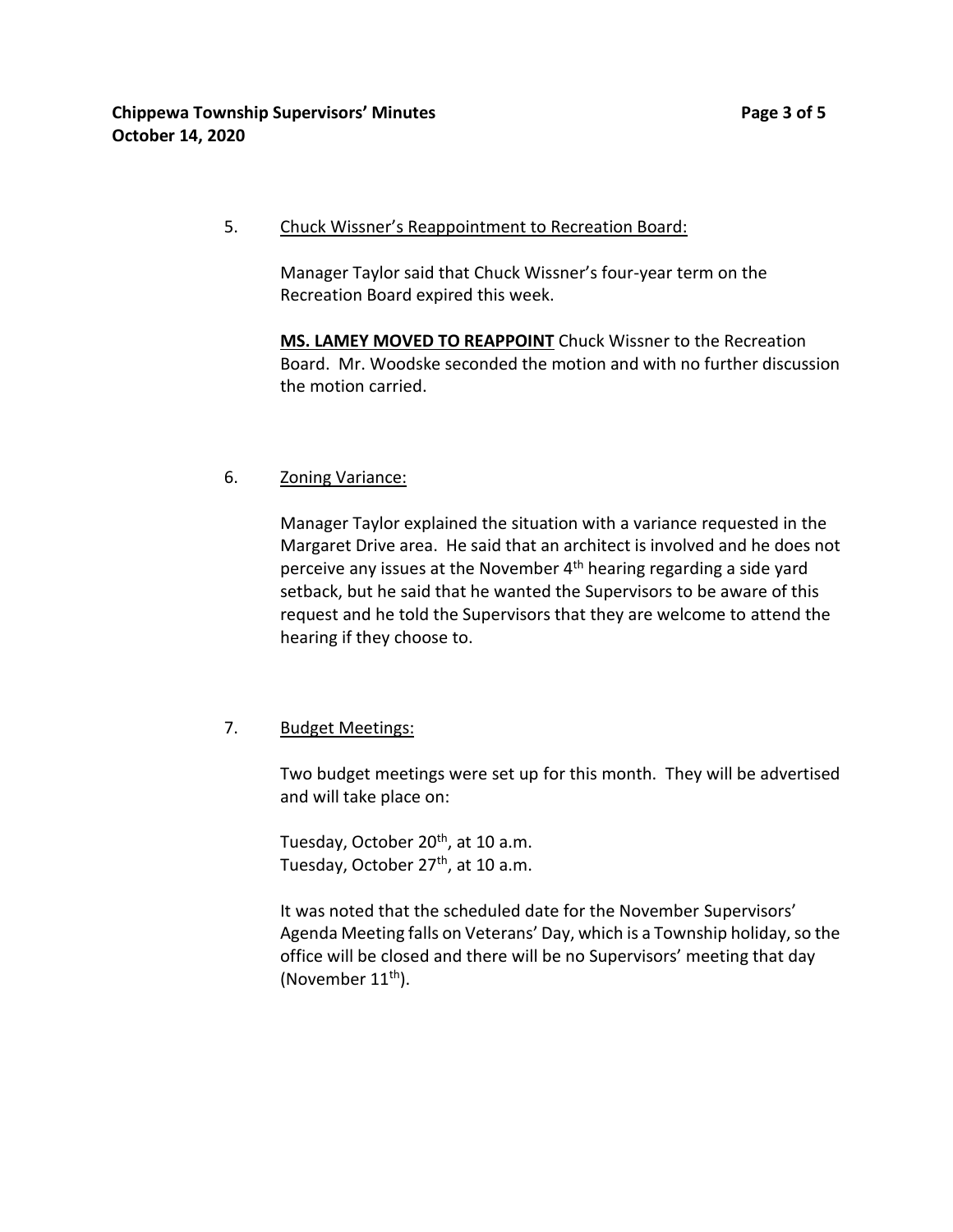5. <u>Chuck Wissner's Reappointment to Recreation Board:</u>

Manager Taylor said that Chuck Wissner's four-year term on the Recreation Board expired this week.

**<u>MS. LAMEY MOVED TO REAPPOINT</u>** Chuck Wissner to the Recreation Board. Mr. Woodske seconded the motion and with no further discussion the motion carried.

6. <u>Zoning Variance:</u>

Manager Taylor explained the situation with a variance requested in the Margaret Drive area. He said that an architect is involved and he does not perceive any issues at the November 4th hearing regarding a side yard setback, but he said that he wanted the Supervisors to be aware of this request and he told the Supervisors that they are welcome to attend the hearing if they choose to.

7. <u>Budget Meetings:</u>

Two budget meetings were set up for this month. They will be advertised and will take place on:

Tuesday, October 20th, at 10 a.m.
Tuesday, October 27th, at 10 a.m.

It was noted that the scheduled date for the November Supervisors' Agenda Meeting falls on Veterans' Day, which is a Township holiday, so the office will be closed and there will be no Supervisors' meeting that day (November 11th).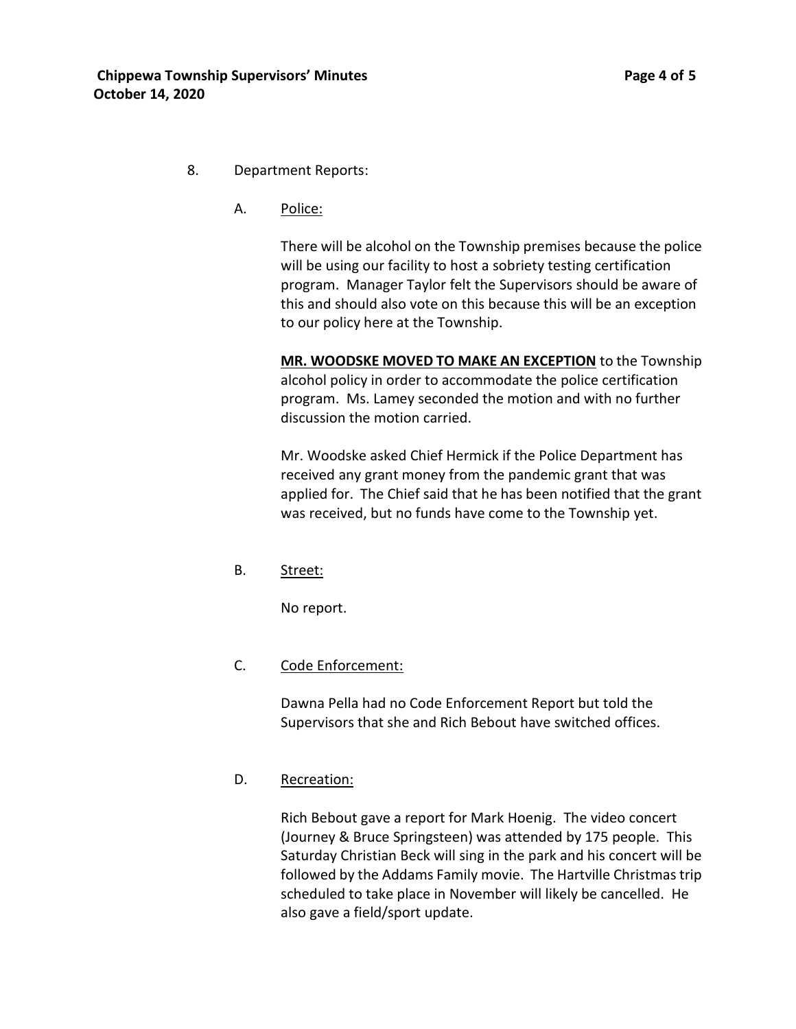8. Department Reports:

   A. <u>Police:</u>

   There will be alcohol on the Township premises because the police will be using our facility to host a sobriety testing certification program. Manager Taylor felt the Supervisors should be aware of this and should also vote on this because this will be an exception to our policy here at the Township.

   **<u>MR. WOODSKE MOVED TO MAKE AN EXCEPTION</u>** to the Township alcohol policy in order to accommodate the police certification program. Ms. Lamey seconded the motion and with no further discussion the motion carried.

   Mr. Woodske asked Chief Hermick if the Police Department has received any grant money from the pandemic grant that was applied for. The Chief said that he has been notified that the grant was received, but no funds have come to the Township yet.

   B. <u>Street:</u>

   No report.

   C. <u>Code Enforcement:</u>

   Dawna Pella had no Code Enforcement Report but told the Supervisors that she and Rich Bebout have switched offices.

   D. <u>Recreation:</u>

   Rich Bebout gave a report for Mark Hoenig. The video concert (Journey & Bruce Springsteen) was attended by 175 people. This Saturday Christian Beck will sing in the park and his concert will be followed by the Addams Family movie. The Hartville Christmas trip scheduled to take place in November will likely be cancelled. He also gave a field/sport update.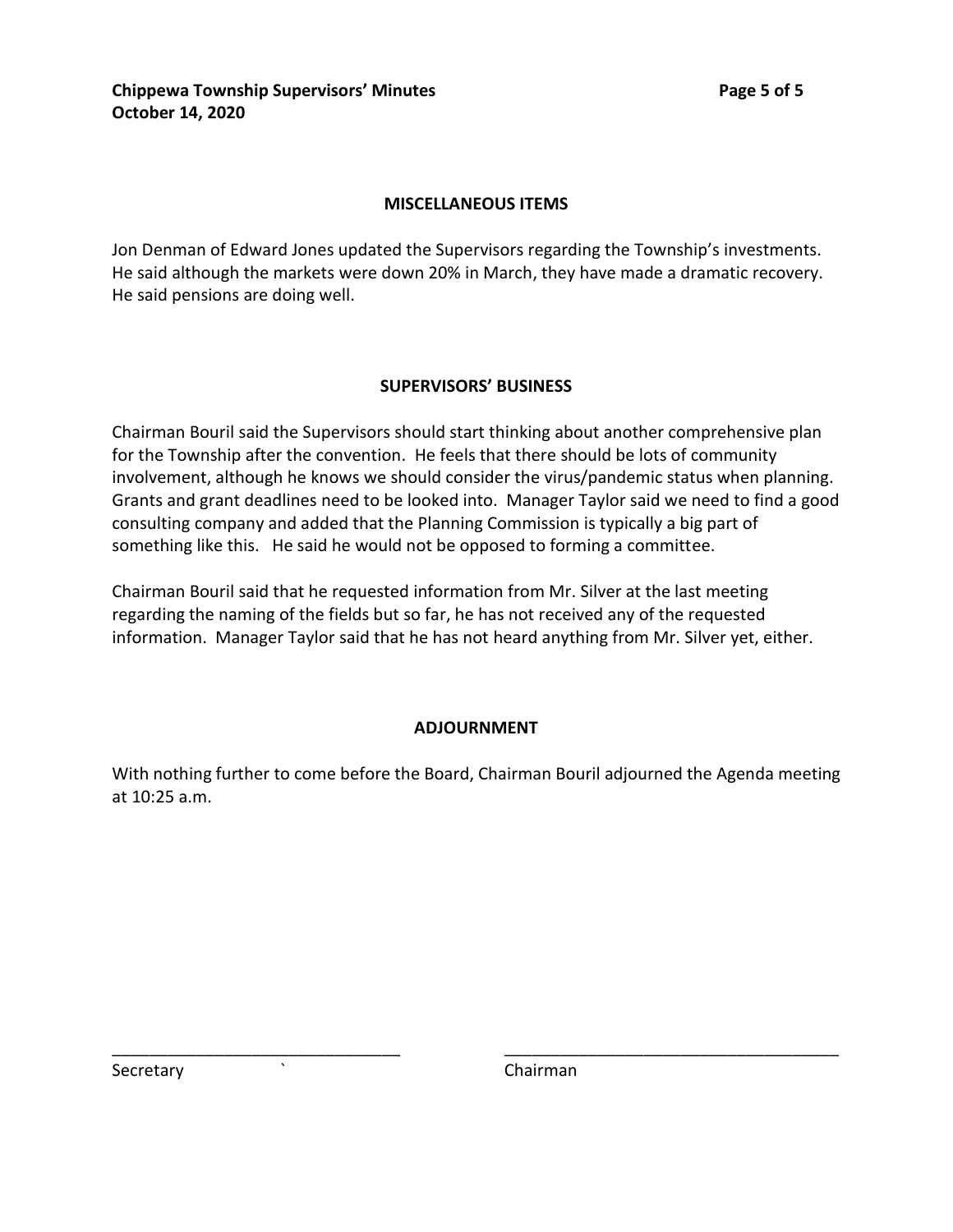## MISCELLANEOUS ITEMS

Jon Denman of Edward Jones updated the Supervisors regarding the Township's investments. He said although the markets were down 20% in March, they have made a dramatic recovery. He said pensions are doing well.

## SUPERVISORS' BUSINESS

Chairman Bouril said the Supervisors should start thinking about another comprehensive plan for the Township after the convention. He feels that there should be lots of community involvement, although he knows we should consider the virus/pandemic status when planning. Grants and grant deadlines need to be looked into. Manager Taylor said we need to find a good consulting company and added that the Planning Commission is typically a big part of something like this. He said he would not be opposed to forming a committee.

Chairman Bouril said that he requested information from Mr. Silver at the last meeting regarding the naming of the fields but so far, he has not received any of the requested information. Manager Taylor said that he has not heard anything from Mr. Silver yet, either.

## ADJOURNMENT

With nothing further to come before the Board, Chairman Bouril adjourned the Agenda meeting at 10:25 a.m.

\_\_\_\_\_\_\_\_\_\_\_\_\_\_\_\_\_\_\_\_\_\_\_\_\_\_\_\_\_\_ \_\_\_\_\_\_\_\_\_\_\_\_\_\_\_\_\_\_\_\_\_\_\_\_\_\_\_\_\_\_

Secretary Chairman